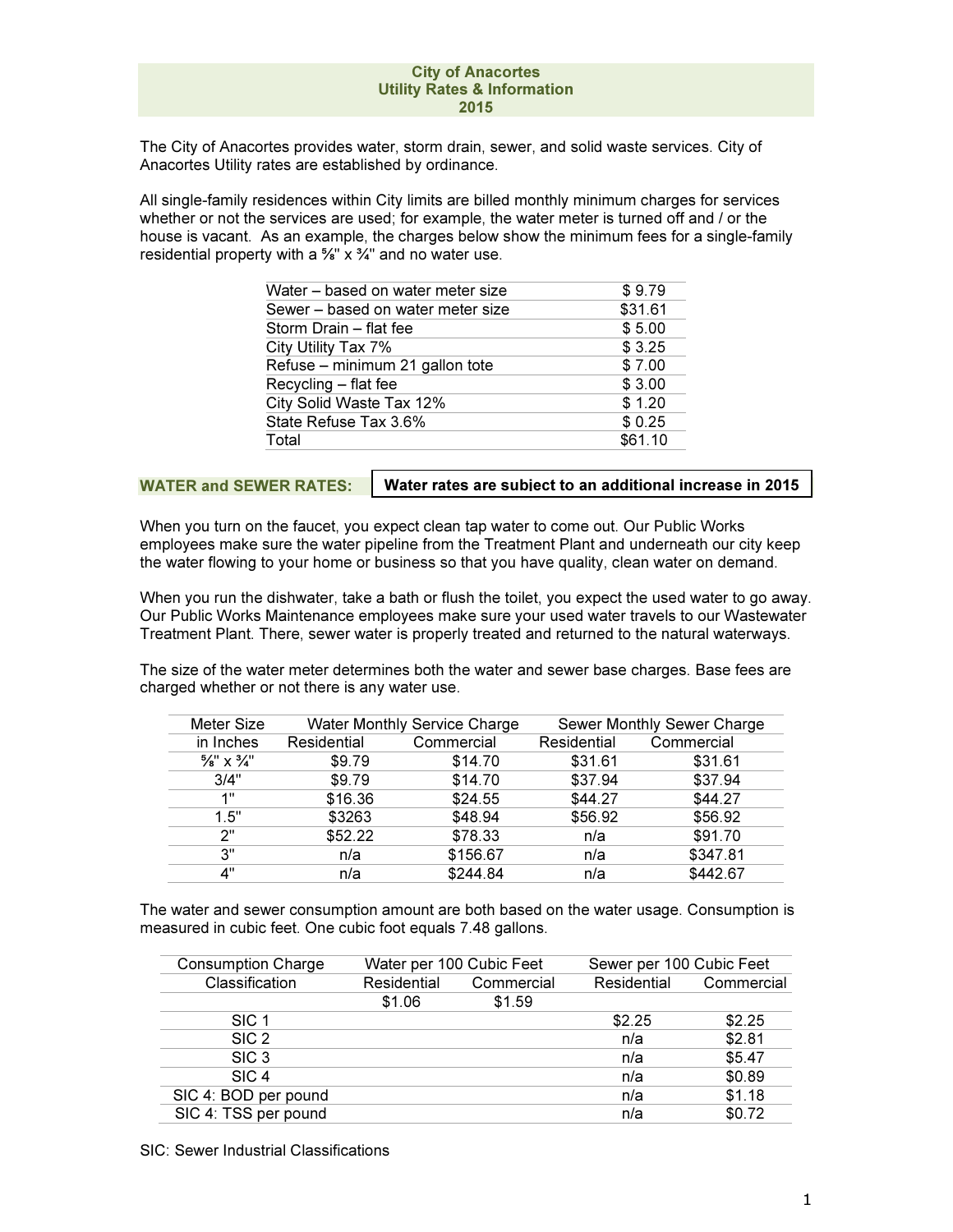# City of Anacortes
## Utility Rates & Information
## 2015

The City of Anacortes provides water, storm drain, sewer, and solid waste services. City of Anacortes Utility rates are established by ordinance.

All single-family residences within City limits are billed monthly minimum charges for services whether or not the services are used; for example, the water meter is turned off and / or the house is vacant. As an example, the charges below show the minimum fees for a single-family residential property with a ⅝" x ¾" and no water use.

| | |
|---|---|
| Water – based on water meter size | $ 9.79 |
| Sewer – based on water meter size | $31.61 |
| Storm Drain – flat fee | $ 5.00 |
| City Utility Tax 7% | $ 3.25 |
| Refuse – minimum 21 gallon tote | $ 7.00 |
| Recycling – flat fee | $ 3.00 |
| City Solid Waste Tax 12% | $ 1.20 |
| State Refuse Tax 3.6% | $ 0.25 |
| Total | $61.10 |

## WATER and SEWER RATES:

**Water rates are subject to an additional increase in 2015**

When you turn on the faucet, you expect clean tap water to come out. Our Public Works employees make sure the water pipeline from the Treatment Plant and underneath our city keep the water flowing to your home or business so that you have quality, clean water on demand.

When you run the dishwater, take a bath or flush the toilet, you expect the used water to go away. Our Public Works Maintenance employees make sure your used water travels to our Wastewater Treatment Plant. There, sewer water is properly treated and returned to the natural waterways.

The size of the water meter determines both the water and sewer base charges. Base fees are charged whether or not there is any water use.

| Meter Size | Water Monthly Service Charge | | Sewer Monthly Sewer Charge | |
|---|---|---|---|---|
| in Inches | Residential | Commercial | Residential | Commercial |
| ⅝" x ¾" | $9.79 | $14.70 | $31.61 | $31.61 |
| 3/4" | $9.79 | $14.70 | $37.94 | $37.94 |
| 1" | $16.36 | $24.55 | $44.27 | $44.27 |
| 1.5" | $3263 | $48.94 | $56.92 | $56.92 |
| 2" | $52.22 | $78.33 | n/a | $91.70 |
| 3" | n/a | $156.67 | n/a | $347.81 |
| 4" | n/a | $244.84 | n/a | $442.67 |

The water and sewer consumption amount are both based on the water usage. Consumption is measured in cubic feet. One cubic foot equals 7.48 gallons.

| Consumption Charge | Water per 100 Cubic Feet | | Sewer per 100 Cubic Feet | |
|---|---|---|---|---|
| Classification | Residential | Commercial | Residential | Commercial |
| | $1.06 | $1.59 | | |
| SIC 1 | | | $2.25 | $2.25 |
| SIC 2 | | | n/a | $2.81 |
| SIC 3 | | | n/a | $5.47 |
| SIC 4 | | | n/a | $0.89 |
| SIC 4: BOD per pound | | | n/a | $1.18 |
| SIC 4: TSS per pound | | | n/a | $0.72 |

SIC: Sewer Industrial Classifications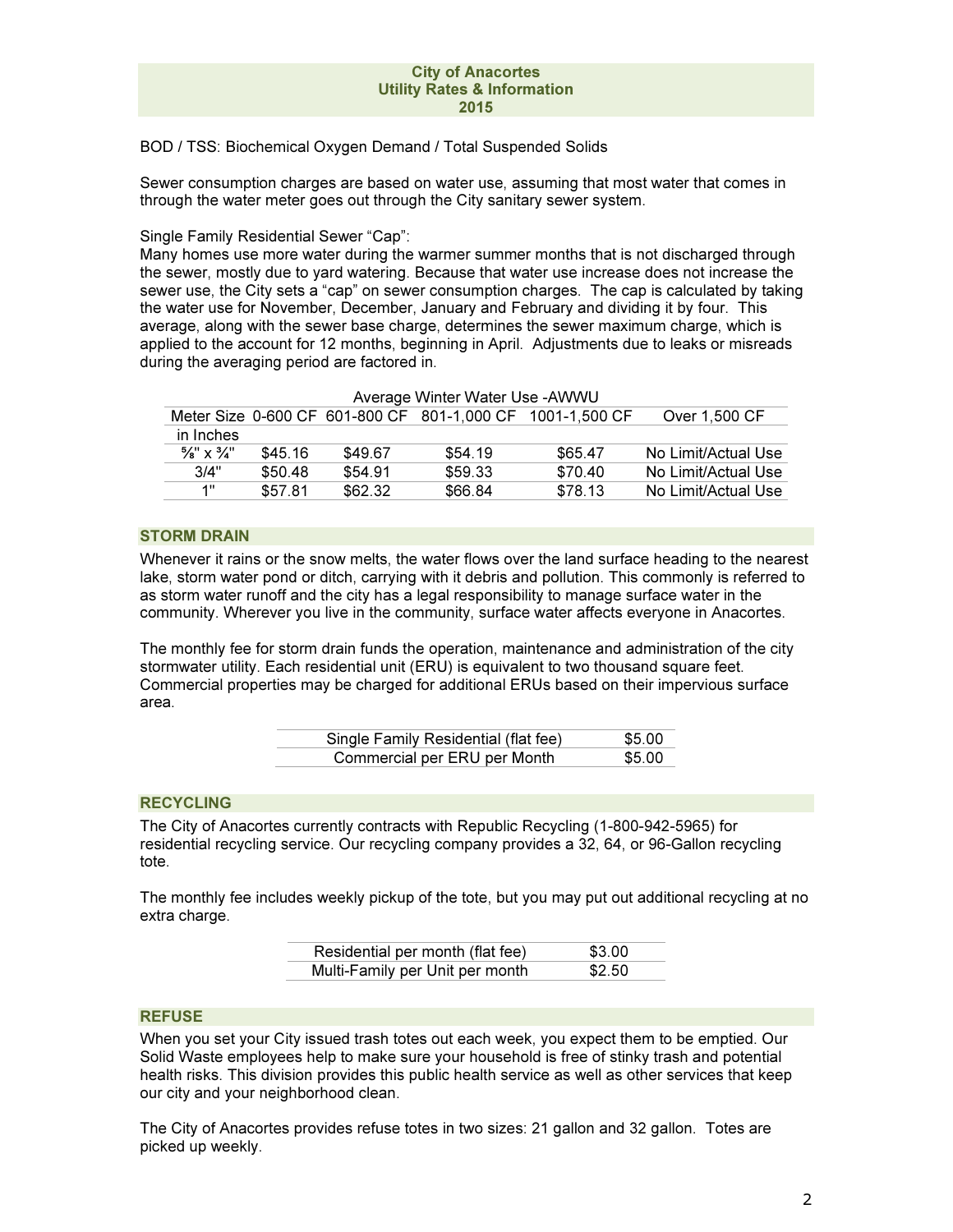City of Anacortes
Utility Rates & Information
2015

BOD / TSS: Biochemical Oxygen Demand / Total Suspended Solids

Sewer consumption charges are based on water use, assuming that most water that comes in through the water meter goes out through the City sanitary sewer system.

Single Family Residential Sewer "Cap":
Many homes use more water during the warmer summer months that is not discharged through the sewer, mostly due to yard watering. Because that water use increase does not increase the sewer use, the City sets a "cap" on sewer consumption charges. The cap is calculated by taking the water use for November, December, January and February and dividing it by four. This average, along with the sewer base charge, determines the sewer maximum charge, which is applied to the account for 12 months, beginning in April. Adjustments due to leaks or misreads during the averaging period are factored in.

Average Winter Water Use -AWWU

| Meter Size in Inches | 0-600 CF | 601-800 CF | 801-1,000 CF | 1001-1,500 CF | Over 1,500 CF |
|---|---|---|---|---|---|
| ⅝" x ¾" | $45.16 | $49.67 | $54.19 | $65.47 | No Limit/Actual Use |
| 3/4" | $50.48 | $54.91 | $59.33 | $70.40 | No Limit/Actual Use |
| 1" | $57.81 | $62.32 | $66.84 | $78.13 | No Limit/Actual Use |

## STORM DRAIN

Whenever it rains or the snow melts, the water flows over the land surface heading to the nearest lake, storm water pond or ditch, carrying with it debris and pollution. This commonly is referred to as storm water runoff and the city has a legal responsibility to manage surface water in the community. Wherever you live in the community, surface water affects everyone in Anacortes.

The monthly fee for storm drain funds the operation, maintenance and administration of the city stormwater utility. Each residential unit (ERU) is equivalent to two thousand square feet. Commercial properties may be charged for additional ERUs based on their impervious surface area.

| | |
|---|---|
| Single Family Residential (flat fee) | $5.00 |
| Commercial per ERU per Month | $5.00 |

## RECYCLING

The City of Anacortes currently contracts with Republic Recycling (1-800-942-5965) for residential recycling service. Our recycling company provides a 32, 64, or 96-Gallon recycling tote.

The monthly fee includes weekly pickup of the tote, but you may put out additional recycling at no extra charge.

| | |
|---|---|
| Residential per month (flat fee) | $3.00 |
| Multi-Family per Unit per month | $2.50 |

## REFUSE

When you set your City issued trash totes out each week, you expect them to be emptied. Our Solid Waste employees help to make sure your household is free of stinky trash and potential health risks. This division provides this public health service as well as other services that keep our city and your neighborhood clean.

The City of Anacortes provides refuse totes in two sizes: 21 gallon and 32 gallon. Totes are picked up weekly.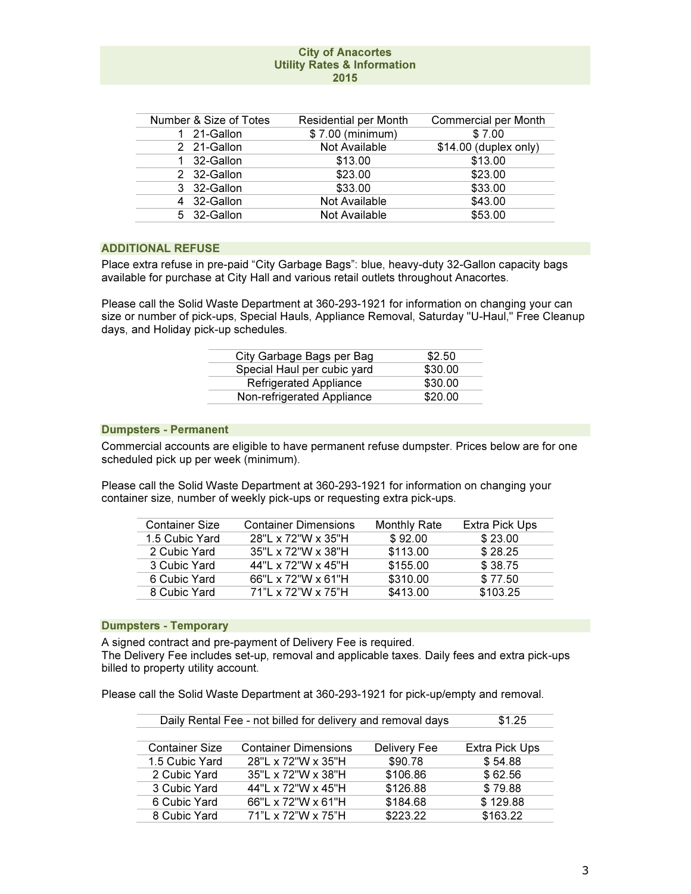# City of Anacortes
# Utility Rates & Information
# 2015

| Number & Size of Totes | Residential per Month | Commercial per Month |
|---|---|---|
| 1 21-Gallon | $ 7.00 (minimum) | $ 7.00 |
| 2 21-Gallon | Not Available | $14.00 (duplex only) |
| 1 32-Gallon | $13.00 | $13.00 |
| 2 32-Gallon | $23.00 | $23.00 |
| 3 32-Gallon | $33.00 | $33.00 |
| 4 32-Gallon | Not Available | $43.00 |
| 5 32-Gallon | Not Available | $53.00 |

## ADDITIONAL REFUSE

Place extra refuse in pre-paid "City Garbage Bags": blue, heavy-duty 32-Gallon capacity bags available for purchase at City Hall and various retail outlets throughout Anacortes.

Please call the Solid Waste Department at 360-293-1921 for information on changing your can size or number of pick-ups, Special Hauls, Appliance Removal, Saturday "U-Haul," Free Cleanup days, and Holiday pick-up schedules.

| | |
|---|---|
| City Garbage Bags per Bag | $2.50 |
| Special Haul per cubic yard | $30.00 |
| Refrigerated Appliance | $30.00 |
| Non-refrigerated Appliance | $20.00 |

## Dumpsters - Permanent

Commercial accounts are eligible to have permanent refuse dumpster. Prices below are for one scheduled pick up per week (minimum).

Please call the Solid Waste Department at 360-293-1921 for information on changing your container size, number of weekly pick-ups or requesting extra pick-ups.

| Container Size | Container Dimensions | Monthly Rate | Extra Pick Ups |
|---|---|---|---|
| 1.5 Cubic Yard | 28"L x 72"W x 35"H | $ 92.00 | $ 23.00 |
| 2 Cubic Yard | 35"L x 72"W x 38"H | $113.00 | $ 28.25 |
| 3 Cubic Yard | 44"L x 72"W x 45"H | $155.00 | $ 38.75 |
| 6 Cubic Yard | 66"L x 72"W x 61"H | $310.00 | $ 77.50 |
| 8 Cubic Yard | 71"L x 72"W x 75"H | $413.00 | $103.25 |

## Dumpsters - Temporary

A signed contract and pre-payment of Delivery Fee is required.
The Delivery Fee includes set-up, removal and applicable taxes. Daily fees and extra pick-ups billed to property utility account.

Please call the Solid Waste Department at 360-293-1921 for pick-up/empty and removal.

| | |
|---|---|
| Daily Rental Fee - not billed for delivery and removal days | $1.25 |

| Container Size | Container Dimensions | Delivery Fee | Extra Pick Ups |
|---|---|---|---|
| 1.5 Cubic Yard | 28"L x 72"W x 35"H | $90.78 | $ 54.88 |
| 2 Cubic Yard | 35"L x 72"W x 38"H | $106.86 | $ 62.56 |
| 3 Cubic Yard | 44"L x 72"W x 45"H | $126.88 | $ 79.88 |
| 6 Cubic Yard | 66"L x 72"W x 61"H | $184.68 | $ 129.88 |
| 8 Cubic Yard | 71"L x 72"W x 75"H | $223.22 | $163.22 |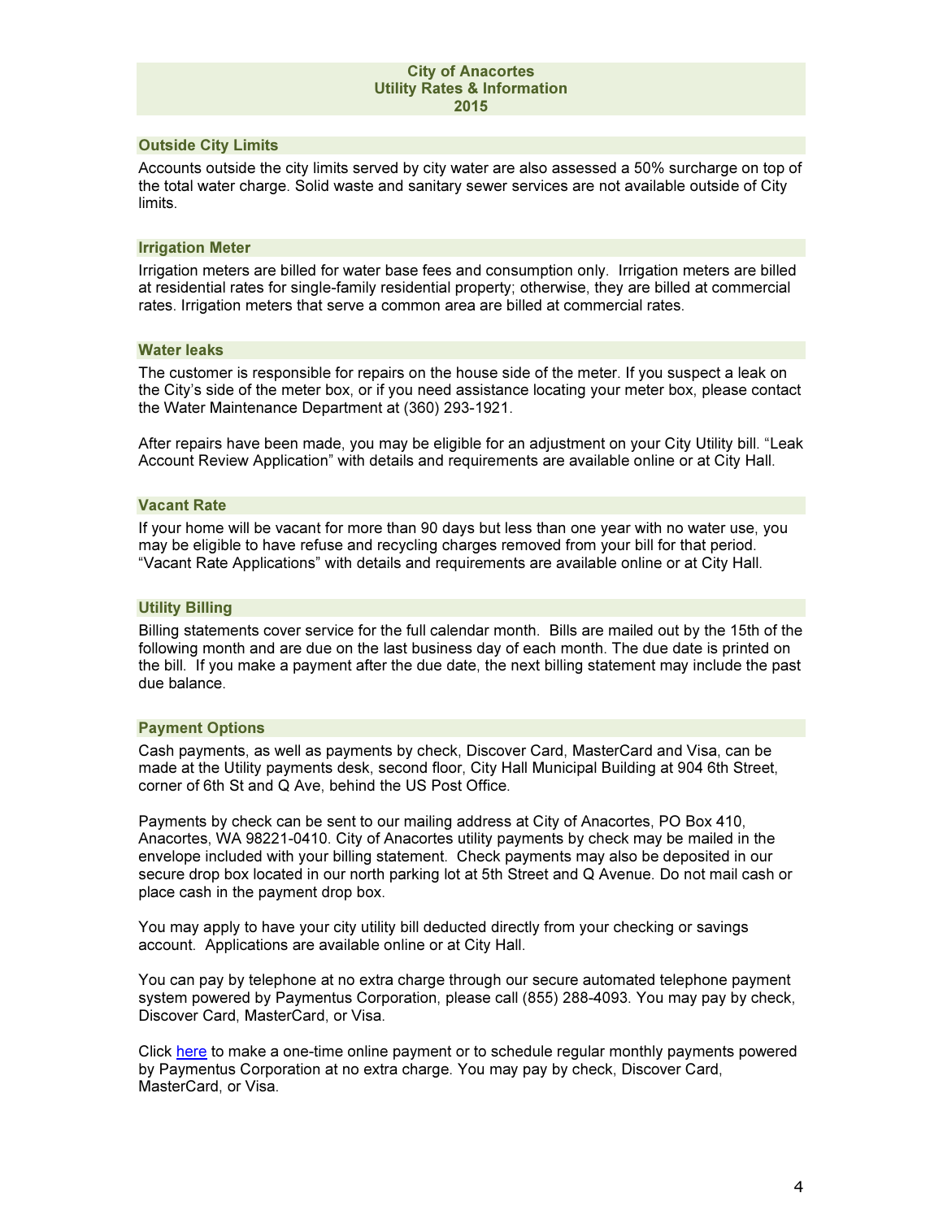# City of Anacortes
# Utility Rates & Information
# 2015

## Outside City Limits

Accounts outside the city limits served by city water are also assessed a 50% surcharge on top of the total water charge. Solid waste and sanitary sewer services are not available outside of City limits.

## Irrigation Meter

Irrigation meters are billed for water base fees and consumption only. Irrigation meters are billed at residential rates for single-family residential property; otherwise, they are billed at commercial rates. Irrigation meters that serve a common area are billed at commercial rates.

## Water leaks

The customer is responsible for repairs on the house side of the meter. If you suspect a leak on the City's side of the meter box, or if you need assistance locating your meter box, please contact the Water Maintenance Department at (360) 293-1921.

After repairs have been made, you may be eligible for an adjustment on your City Utility bill. "Leak Account Review Application" with details and requirements are available online or at City Hall.

## Vacant Rate

If your home will be vacant for more than 90 days but less than one year with no water use, you may be eligible to have refuse and recycling charges removed from your bill for that period. "Vacant Rate Applications" with details and requirements are available online or at City Hall.

## Utility Billing

Billing statements cover service for the full calendar month. Bills are mailed out by the 15th of the following month and are due on the last business day of each month. The due date is printed on the bill. If you make a payment after the due date, the next billing statement may include the past due balance.

## Payment Options

Cash payments, as well as payments by check, Discover Card, MasterCard and Visa, can be made at the Utility payments desk, second floor, City Hall Municipal Building at 904 6th Street, corner of 6th St and Q Ave, behind the US Post Office.

Payments by check can be sent to our mailing address at City of Anacortes, PO Box 410, Anacortes, WA 98221-0410. City of Anacortes utility payments by check may be mailed in the envelope included with your billing statement. Check payments may also be deposited in our secure drop box located in our north parking lot at 5th Street and Q Avenue. Do not mail cash or place cash in the payment drop box.

You may apply to have your city utility bill deducted directly from your checking or savings account. Applications are available online or at City Hall.

You can pay by telephone at no extra charge through our secure automated telephone payment system powered by Paymentus Corporation, please call (855) 288-4093. You may pay by check, Discover Card, MasterCard, or Visa.

Click here to make a one-time online payment or to schedule regular monthly payments powered by Paymentus Corporation at no extra charge. You may pay by check, Discover Card, MasterCard, or Visa.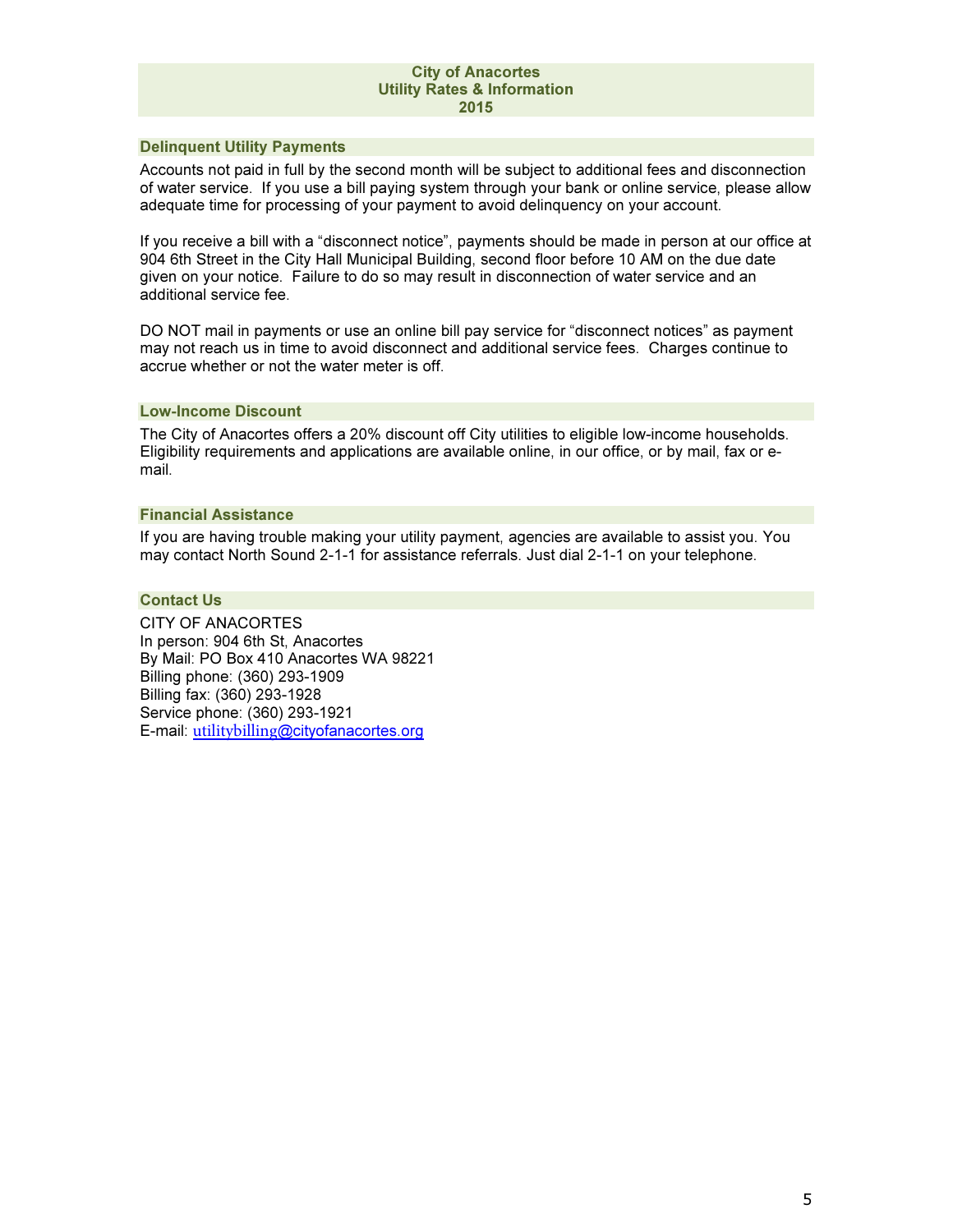# City of Anacortes
# Utility Rates & Information
# 2015

## Delinquent Utility Payments

Accounts not paid in full by the second month will be subject to additional fees and disconnection of water service. If you use a bill paying system through your bank or online service, please allow adequate time for processing of your payment to avoid delinquency on your account.

If you receive a bill with a "disconnect notice", payments should be made in person at our office at 904 6th Street in the City Hall Municipal Building, second floor before 10 AM on the due date given on your notice. Failure to do so may result in disconnection of water service and an additional service fee.

DO NOT mail in payments or use an online bill pay service for "disconnect notices" as payment may not reach us in time to avoid disconnect and additional service fees. Charges continue to accrue whether or not the water meter is off.

## Low-Income Discount

The City of Anacortes offers a 20% discount off City utilities to eligible low-income households. Eligibility requirements and applications are available online, in our office, or by mail, fax or e-mail.

## Financial Assistance

If you are having trouble making your utility payment, agencies are available to assist you. You may contact North Sound 2-1-1 for assistance referrals. Just dial 2-1-1 on your telephone.

## Contact Us

CITY OF ANACORTES
In person: 904 6th St, Anacortes
By Mail: PO Box 410 Anacortes WA 98221
Billing phone: (360) 293-1909
Billing fax: (360) 293-1928
Service phone: (360) 293-1921
E-mail: utilitybilling@cityofanacortes.org